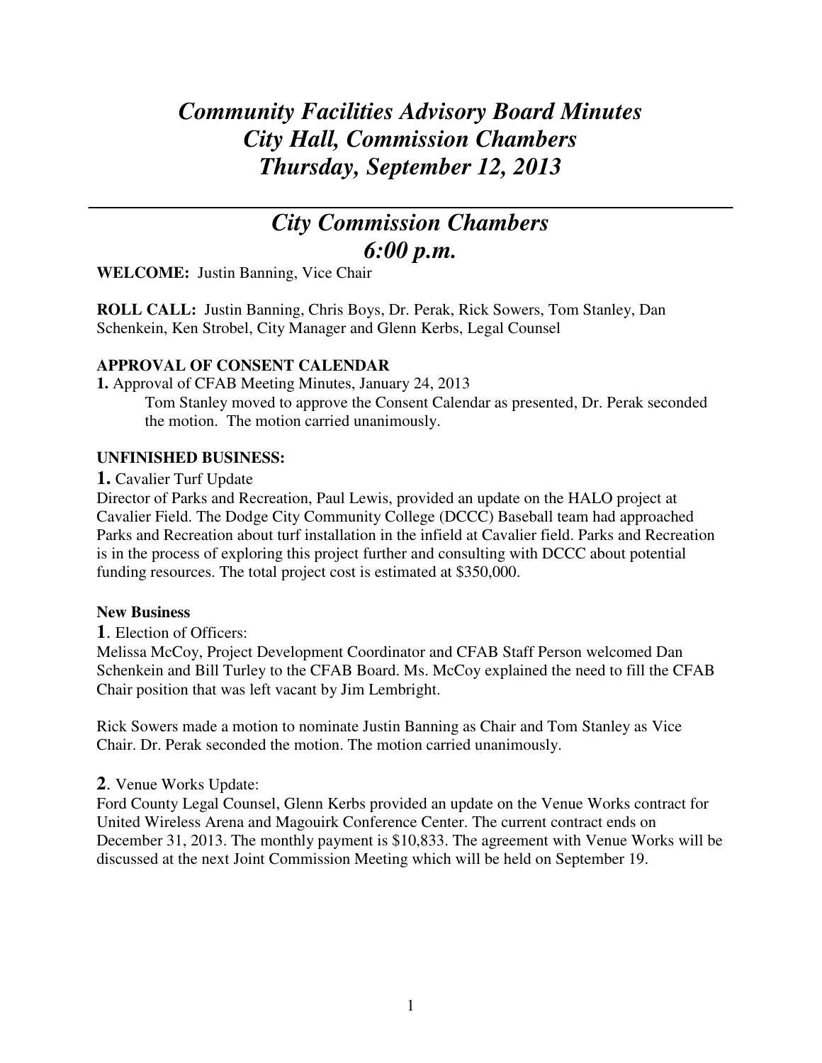# *Community Facilities Advisory Board Minutes*
# *City Hall, Commission Chambers*
# *Thursday, September 12, 2013*

---

## *City Commission Chambers*
## *6:00 p.m.*

**WELCOME:** Justin Banning, Vice Chair

**ROLL CALL:** Justin Banning, Chris Boys, Dr. Perak, Rick Sowers, Tom Stanley, Dan Schenkein, Ken Strobel, City Manager and Glenn Kerbs, Legal Counsel

**APPROVAL OF CONSENT CALENDAR**

**1.** Approval of CFAB Meeting Minutes, January 24, 2013

Tom Stanley moved to approve the Consent Calendar as presented, Dr. Perak seconded the motion. The motion carried unanimously.

**UNFINISHED BUSINESS:**

**1.** Cavalier Turf Update

Director of Parks and Recreation, Paul Lewis, provided an update on the HALO project at Cavalier Field. The Dodge City Community College (DCCC) Baseball team had approached Parks and Recreation about turf installation in the infield at Cavalier field. Parks and Recreation is in the process of exploring this project further and consulting with DCCC about potential funding resources. The total project cost is estimated at $350,000.

**New Business**

**1**. Election of Officers:

Melissa McCoy, Project Development Coordinator and CFAB Staff Person welcomed Dan Schenkein and Bill Turley to the CFAB Board. Ms. McCoy explained the need to fill the CFAB Chair position that was left vacant by Jim Lembright.

Rick Sowers made a motion to nominate Justin Banning as Chair and Tom Stanley as Vice Chair. Dr. Perak seconded the motion. The motion carried unanimously.

**2**. Venue Works Update:

Ford County Legal Counsel, Glenn Kerbs provided an update on the Venue Works contract for United Wireless Arena and Magouirk Conference Center. The current contract ends on December 31, 2013. The monthly payment is $10,833. The agreement with Venue Works will be discussed at the next Joint Commission Meeting which will be held on September 19.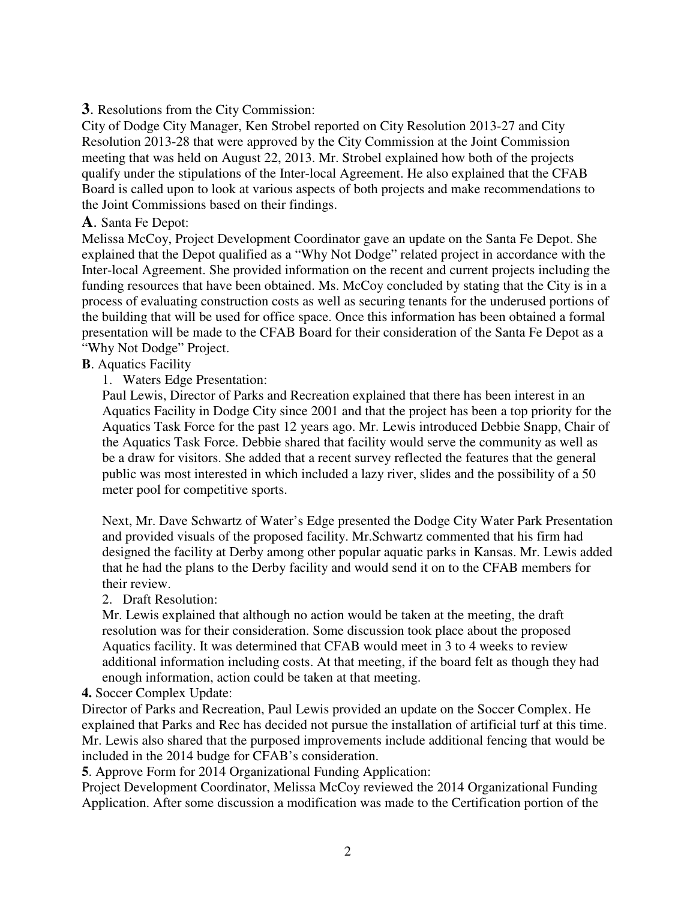**3**. Resolutions from the City Commission:

City of Dodge City Manager, Ken Strobel reported on City Resolution 2013-27 and City Resolution 2013-28 that were approved by the City Commission at the Joint Commission meeting that was held on August 22, 2013. Mr. Strobel explained how both of the projects qualify under the stipulations of the Inter-local Agreement. He also explained that the CFAB Board is called upon to look at various aspects of both projects and make recommendations to the Joint Commissions based on their findings.

**A**. Santa Fe Depot:

Melissa McCoy, Project Development Coordinator gave an update on the Santa Fe Depot. She explained that the Depot qualified as a "Why Not Dodge" related project in accordance with the Inter-local Agreement. She provided information on the recent and current projects including the funding resources that have been obtained. Ms. McCoy concluded by stating that the City is in a process of evaluating construction costs as well as securing tenants for the underused portions of the building that will be used for office space. Once this information has been obtained a formal presentation will be made to the CFAB Board for their consideration of the Santa Fe Depot as a "Why Not Dodge" Project.

**B**. Aquatics Facility

1. Waters Edge Presentation:

   Paul Lewis, Director of Parks and Recreation explained that there has been interest in an Aquatics Facility in Dodge City since 2001 and that the project has been a top priority for the Aquatics Task Force for the past 12 years ago. Mr. Lewis introduced Debbie Snapp, Chair of the Aquatics Task Force. Debbie shared that facility would serve the community as well as be a draw for visitors. She added that a recent survey reflected the features that the general public was most interested in which included a lazy river, slides and the possibility of a 50 meter pool for competitive sports.

   Next, Mr. Dave Schwartz of Water's Edge presented the Dodge City Water Park Presentation and provided visuals of the proposed facility. Mr.Schwartz commented that his firm had designed the facility at Derby among other popular aquatic parks in Kansas. Mr. Lewis added that he had the plans to the Derby facility and would send it on to the CFAB members for their review.

2. Draft Resolution:

   Mr. Lewis explained that although no action would be taken at the meeting, the draft resolution was for their consideration. Some discussion took place about the proposed Aquatics facility. It was determined that CFAB would meet in 3 to 4 weeks to review additional information including costs. At that meeting, if the board felt as though they had enough information, action could be taken at that meeting.

**4.** Soccer Complex Update:

Director of Parks and Recreation, Paul Lewis provided an update on the Soccer Complex. He explained that Parks and Rec has decided not pursue the installation of artificial turf at this time. Mr. Lewis also shared that the purposed improvements include additional fencing that would be included in the 2014 budge for CFAB's consideration.

**5**. Approve Form for 2014 Organizational Funding Application:

Project Development Coordinator, Melissa McCoy reviewed the 2014 Organizational Funding Application. After some discussion a modification was made to the Certification portion of the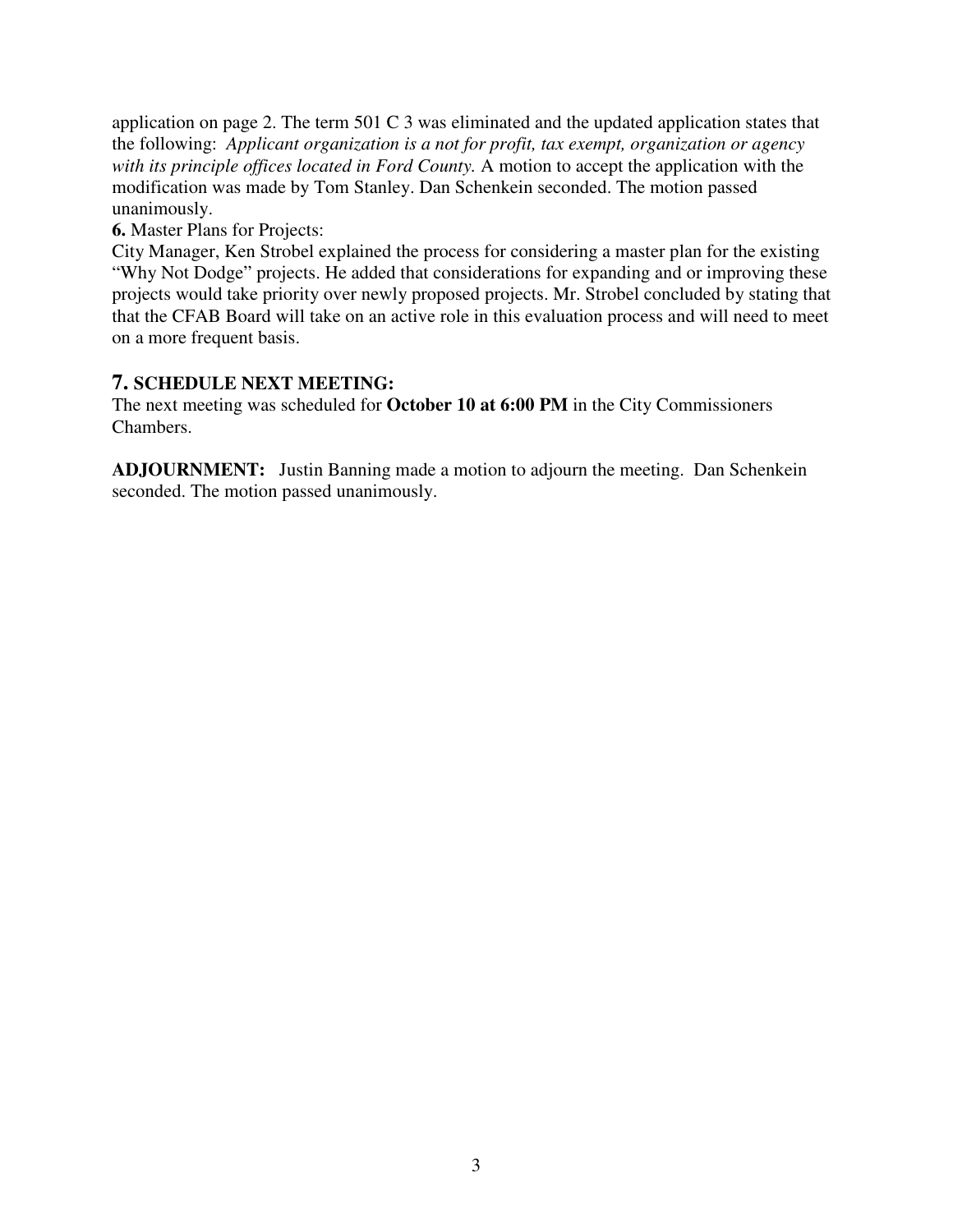application on page 2. The term 501 C 3 was eliminated and the updated application states that the following: *Applicant organization is a not for profit, tax exempt, organization or agency with its principle offices located in Ford County.* A motion to accept the application with the modification was made by Tom Stanley. Dan Schenkein seconded. The motion passed unanimously.

**6.** Master Plans for Projects:

City Manager, Ken Strobel explained the process for considering a master plan for the existing "Why Not Dodge" projects. He added that considerations for expanding and or improving these projects would take priority over newly proposed projects. Mr. Strobel concluded by stating that that the CFAB Board will take on an active role in this evaluation process and will need to meet on a more frequent basis.

## 7. SCHEDULE NEXT MEETING:

The next meeting was scheduled for **October 10 at 6:00 PM** in the City Commissioners Chambers.

**ADJOURNMENT:** Justin Banning made a motion to adjourn the meeting. Dan Schenkein seconded. The motion passed unanimously.